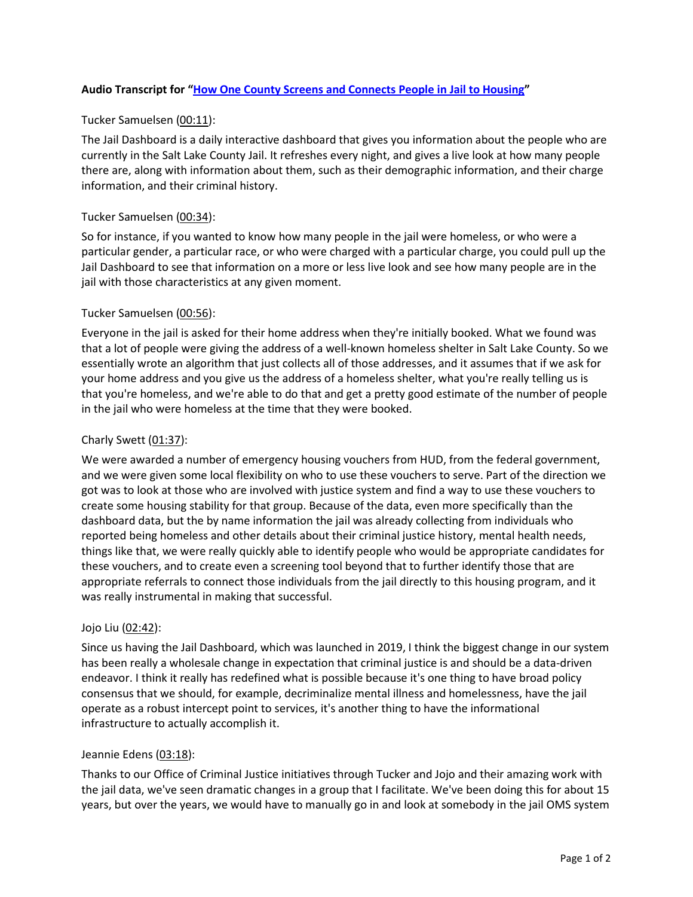**Audio Transcript for "[How One County Screens and Connects People in Jail to Housing](#)"**

Tucker Samuelsen (00:11):

The Jail Dashboard is a daily interactive dashboard that gives you information about the people who are currently in the Salt Lake County Jail. It refreshes every night, and gives a live look at how many people there are, along with information about them, such as their demographic information, and their charge information, and their criminal history.

Tucker Samuelsen (00:34):

So for instance, if you wanted to know how many people in the jail were homeless, or who were a particular gender, a particular race, or who were charged with a particular charge, you could pull up the Jail Dashboard to see that information on a more or less live look and see how many people are in the jail with those characteristics at any given moment.

Tucker Samuelsen (00:56):

Everyone in the jail is asked for their home address when they're initially booked. What we found was that a lot of people were giving the address of a well-known homeless shelter in Salt Lake County. So we essentially wrote an algorithm that just collects all of those addresses, and it assumes that if we ask for your home address and you give us the address of a homeless shelter, what you're really telling us is that you're homeless, and we're able to do that and get a pretty good estimate of the number of people in the jail who were homeless at the time that they were booked.

Charly Swett (01:37):

We were awarded a number of emergency housing vouchers from HUD, from the federal government, and we were given some local flexibility on who to use these vouchers to serve. Part of the direction we got was to look at those who are involved with justice system and find a way to use these vouchers to create some housing stability for that group. Because of the data, even more specifically than the dashboard data, but the by name information the jail was already collecting from individuals who reported being homeless and other details about their criminal justice history, mental health needs, things like that, we were really quickly able to identify people who would be appropriate candidates for these vouchers, and to create even a screening tool beyond that to further identify those that are appropriate referrals to connect those individuals from the jail directly to this housing program, and it was really instrumental in making that successful.

Jojo Liu (02:42):

Since us having the Jail Dashboard, which was launched in 2019, I think the biggest change in our system has been really a wholesale change in expectation that criminal justice is and should be a data-driven endeavor. I think it really has redefined what is possible because it's one thing to have broad policy consensus that we should, for example, decriminalize mental illness and homelessness, have the jail operate as a robust intercept point to services, it's another thing to have the informational infrastructure to actually accomplish it.

Jeannie Edens (03:18):

Thanks to our Office of Criminal Justice initiatives through Tucker and Jojo and their amazing work with the jail data, we've seen dramatic changes in a group that I facilitate. We've been doing this for about 15 years, but over the years, we would have to manually go in and look at somebody in the jail OMS system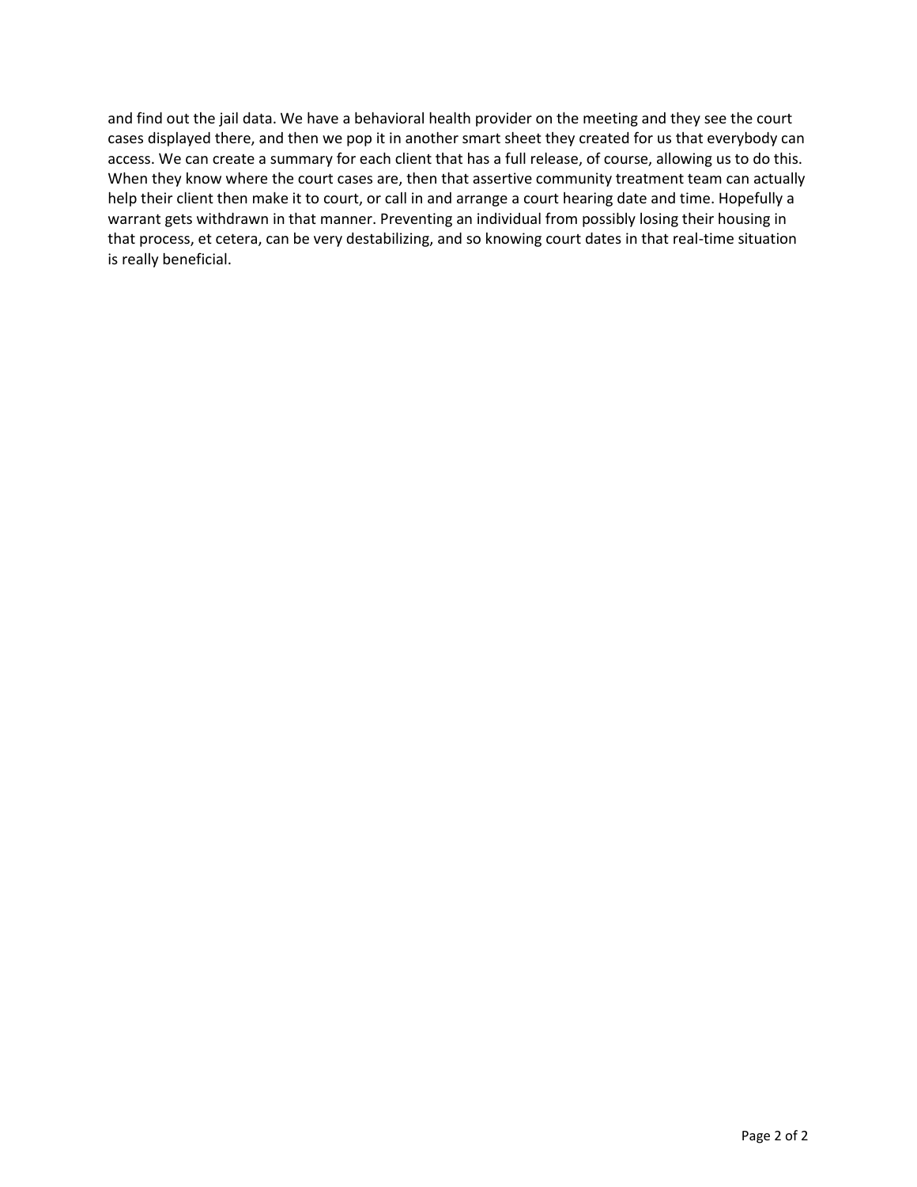and find out the jail data. We have a behavioral health provider on the meeting and they see the court cases displayed there, and then we pop it in another smart sheet they created for us that everybody can access. We can create a summary for each client that has a full release, of course, allowing us to do this. When they know where the court cases are, then that assertive community treatment team can actually help their client then make it to court, or call in and arrange a court hearing date and time. Hopefully a warrant gets withdrawn in that manner. Preventing an individual from possibly losing their housing in that process, et cetera, can be very destabilizing, and so knowing court dates in that real-time situation is really beneficial.